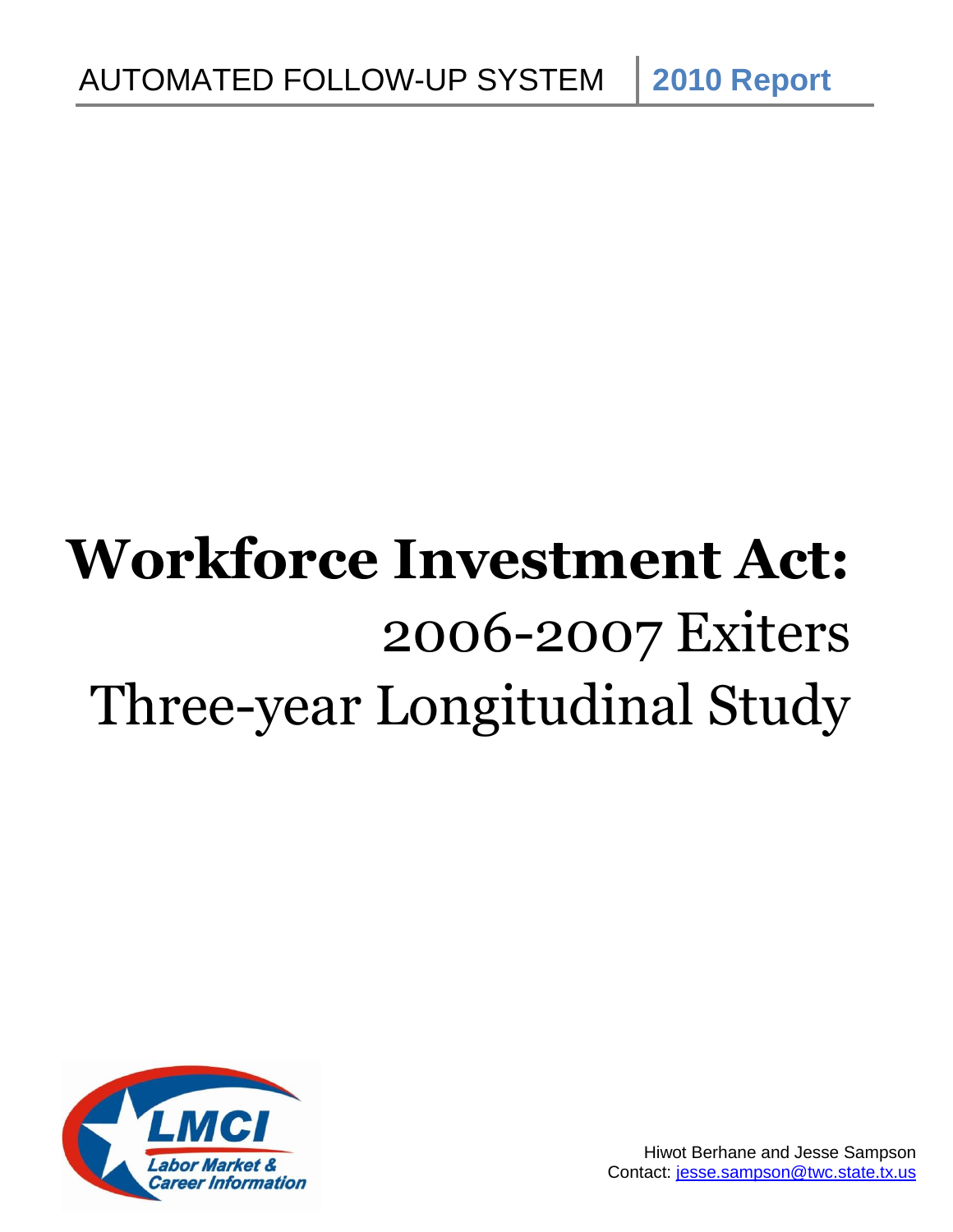AUTOMATED FOLLOW-UP SYSTEM | **2010 Report**

# Workforce Investment Act:

## 2006-2007 Exiters
## Three-year Longitudinal Study

LMCI Labor Market & Career Information

Hiwot Berhane and Jesse Sampson
Contact: jesse.sampson@twc.state.tx.us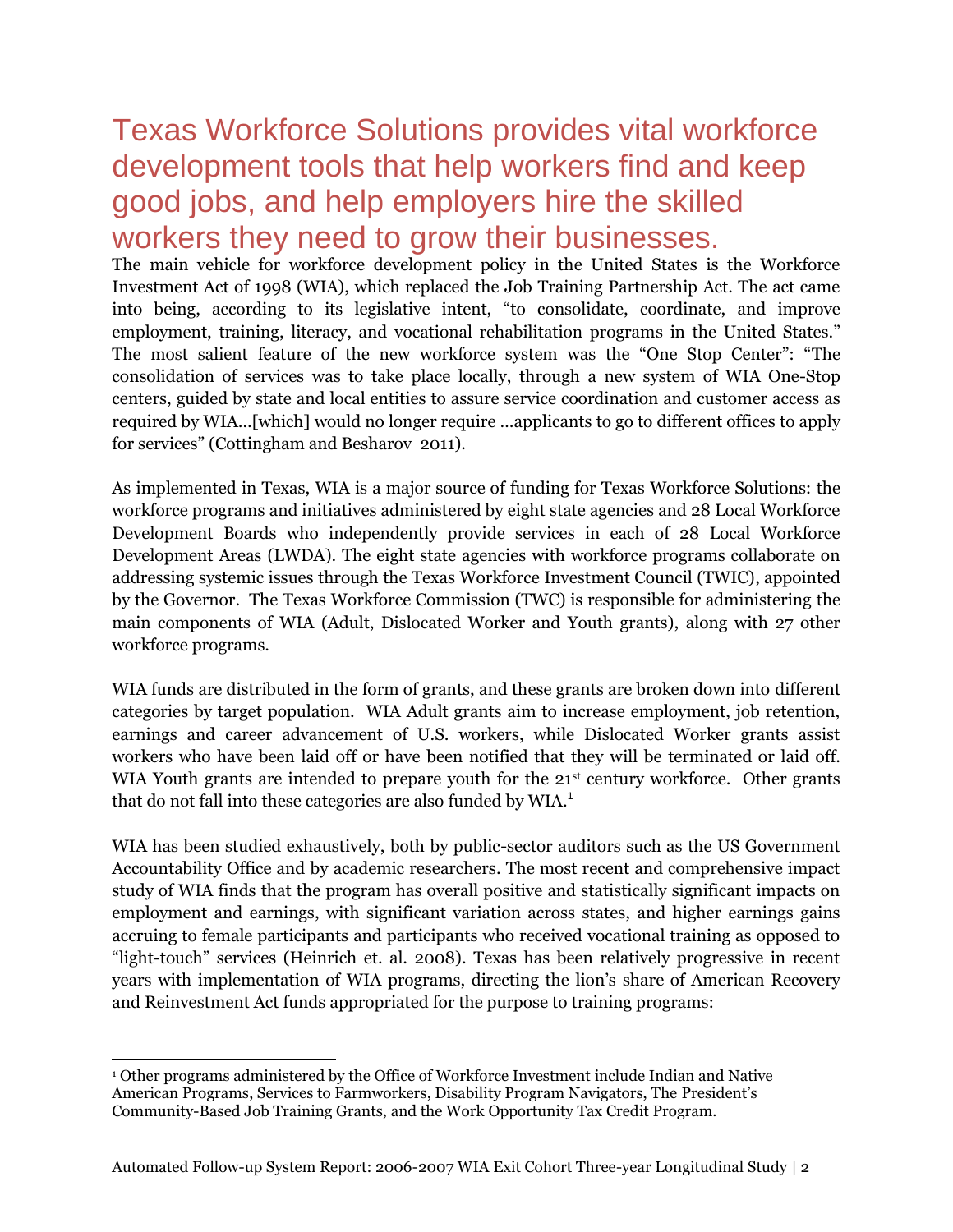# Texas Workforce Solutions provides vital workforce development tools that help workers find and keep good jobs, and help employers hire the skilled workers they need to grow their businesses.

The main vehicle for workforce development policy in the United States is the Workforce Investment Act of 1998 (WIA), which replaced the Job Training Partnership Act. The act came into being, according to its legislative intent, "to consolidate, coordinate, and improve employment, training, literacy, and vocational rehabilitation programs in the United States." The most salient feature of the new workforce system was the "One Stop Center": "The consolidation of services was to take place locally, through a new system of WIA One-Stop centers, guided by state and local entities to assure service coordination and customer access as required by WIA…[which] would no longer require …applicants to go to different offices to apply for services" (Cottingham and Besharov 2011).

As implemented in Texas, WIA is a major source of funding for Texas Workforce Solutions: the workforce programs and initiatives administered by eight state agencies and 28 Local Workforce Development Boards who independently provide services in each of 28 Local Workforce Development Areas (LWDA). The eight state agencies with workforce programs collaborate on addressing systemic issues through the Texas Workforce Investment Council (TWIC), appointed by the Governor. The Texas Workforce Commission (TWC) is responsible for administering the main components of WIA (Adult, Dislocated Worker and Youth grants), along with 27 other workforce programs.

WIA funds are distributed in the form of grants, and these grants are broken down into different categories by target population. WIA Adult grants aim to increase employment, job retention, earnings and career advancement of U.S. workers, while Dislocated Worker grants assist workers who have been laid off or have been notified that they will be terminated or laid off. WIA Youth grants are intended to prepare youth for the 21st century workforce. Other grants that do not fall into these categories are also funded by WIA.[1]

WIA has been studied exhaustively, both by public-sector auditors such as the US Government Accountability Office and by academic researchers. The most recent and comprehensive impact study of WIA finds that the program has overall positive and statistically significant impacts on employment and earnings, with significant variation across states, and higher earnings gains accruing to female participants and participants who received vocational training as opposed to "light-touch" services (Heinrich et. al. 2008). Texas has been relatively progressive in recent years with implementation of WIA programs, directing the lion's share of American Recovery and Reinvestment Act funds appropriated for the purpose to training programs:

[1] Other programs administered by the Office of Workforce Investment include Indian and Native American Programs, Services to Farmworkers, Disability Program Navigators, The President's Community-Based Job Training Grants, and the Work Opportunity Tax Credit Program.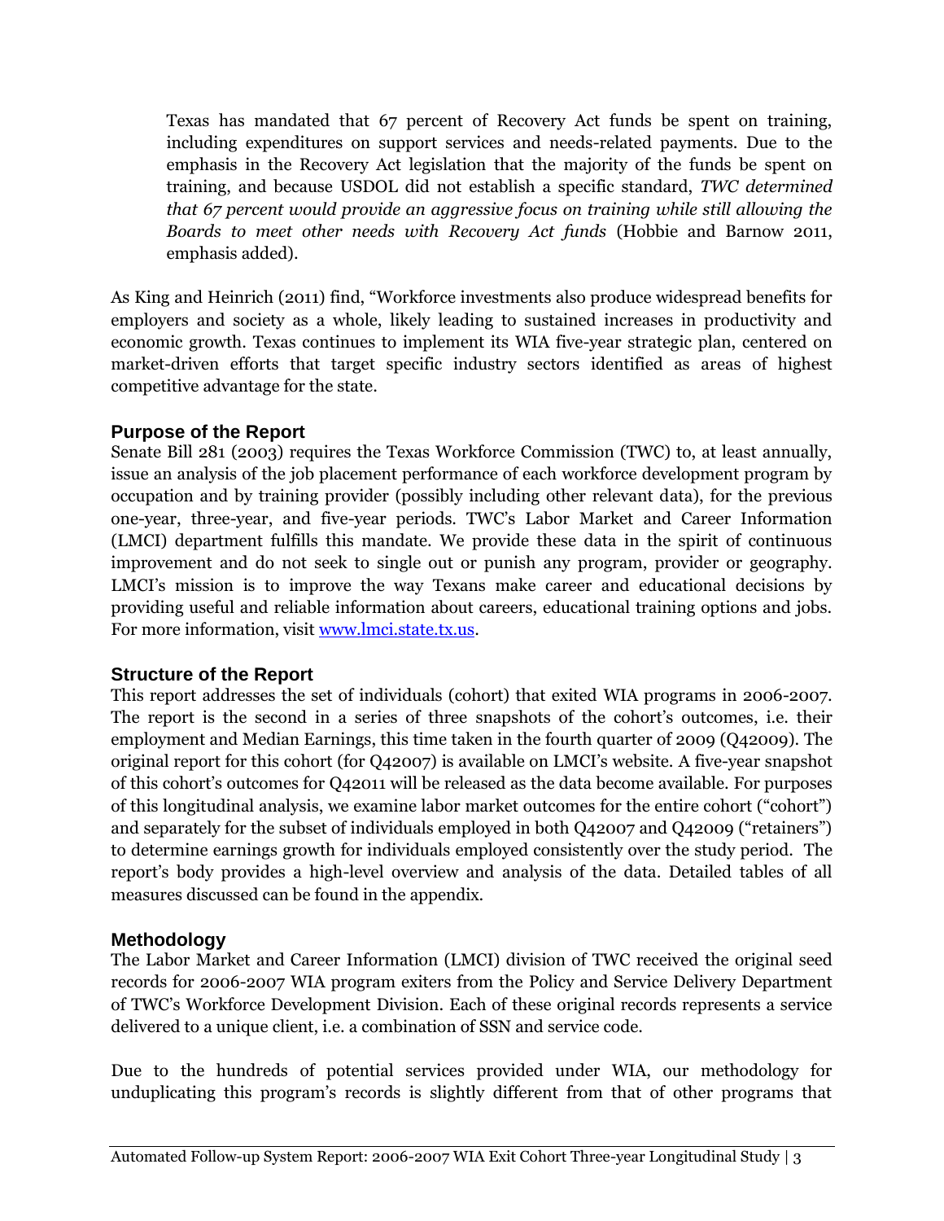> Texas has mandated that 67 percent of Recovery Act funds be spent on training, including expenditures on support services and needs-related payments. Due to the emphasis in the Recovery Act legislation that the majority of the funds be spent on training, and because USDOL did not establish a specific standard, *TWC determined that 67 percent would provide an aggressive focus on training while still allowing the Boards to meet other needs with Recovery Act funds* (Hobbie and Barnow 2011, emphasis added).

As King and Heinrich (2011) find, "Workforce investments also produce widespread benefits for employers and society as a whole, likely leading to sustained increases in productivity and economic growth. Texas continues to implement its WIA five-year strategic plan, centered on market-driven efforts that target specific industry sectors identified as areas of highest competitive advantage for the state.

### Purpose of the Report

Senate Bill 281 (2003) requires the Texas Workforce Commission (TWC) to, at least annually, issue an analysis of the job placement performance of each workforce development program by occupation and by training provider (possibly including other relevant data), for the previous one-year, three-year, and five-year periods. TWC's Labor Market and Career Information (LMCI) department fulfills this mandate. We provide these data in the spirit of continuous improvement and do not seek to single out or punish any program, provider or geography. LMCI's mission is to improve the way Texans make career and educational decisions by providing useful and reliable information about careers, educational training options and jobs. For more information, visit [www.lmci.state.tx.us](http://www.lmci.state.tx.us).

### Structure of the Report

This report addresses the set of individuals (cohort) that exited WIA programs in 2006-2007. The report is the second in a series of three snapshots of the cohort's outcomes, i.e. their employment and Median Earnings, this time taken in the fourth quarter of 2009 (Q42009). The original report for this cohort (for Q42007) is available on LMCI's website. A five-year snapshot of this cohort's outcomes for Q42011 will be released as the data become available. For purposes of this longitudinal analysis, we examine labor market outcomes for the entire cohort ("cohort") and separately for the subset of individuals employed in both Q42007 and Q42009 ("retainers") to determine earnings growth for individuals employed consistently over the study period. The report's body provides a high-level overview and analysis of the data. Detailed tables of all measures discussed can be found in the appendix.

### Methodology

The Labor Market and Career Information (LMCI) division of TWC received the original seed records for 2006-2007 WIA program exiters from the Policy and Service Delivery Department of TWC's Workforce Development Division. Each of these original records represents a service delivered to a unique client, i.e. a combination of SSN and service code.

Due to the hundreds of potential services provided under WIA, our methodology for unduplicating this program's records is slightly different from that of other programs that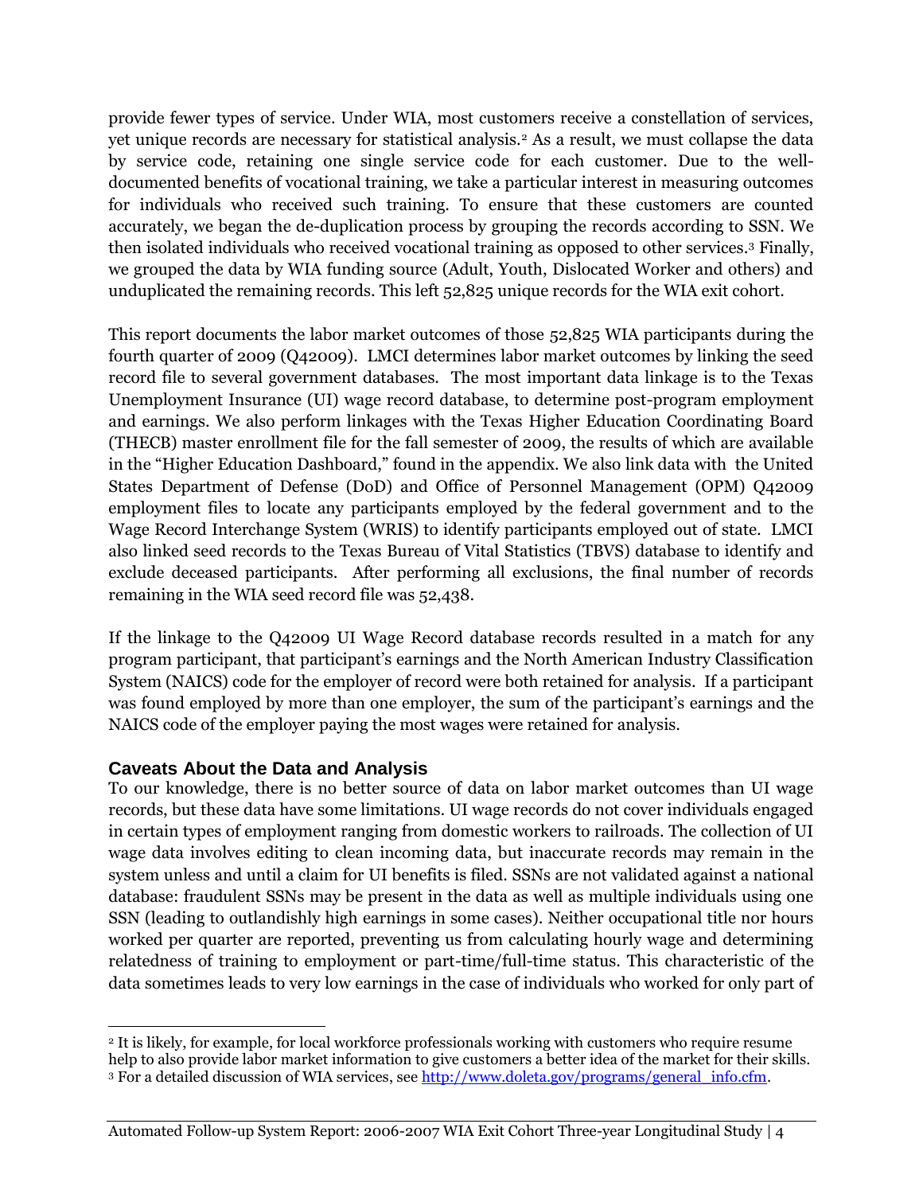provide fewer types of service. Under WIA, most customers receive a constellation of services, yet unique records are necessary for statistical analysis.[2] As a result, we must collapse the data by service code, retaining one single service code for each customer. Due to the well-documented benefits of vocational training, we take a particular interest in measuring outcomes for individuals who received such training. To ensure that these customers are counted accurately, we began the de-duplication process by grouping the records according to SSN. We then isolated individuals who received vocational training as opposed to other services.[3] Finally, we grouped the data by WIA funding source (Adult, Youth, Dislocated Worker and others) and unduplicated the remaining records. This left 52,825 unique records for the WIA exit cohort.

This report documents the labor market outcomes of those 52,825 WIA participants during the fourth quarter of 2009 (Q42009). LMCI determines labor market outcomes by linking the seed record file to several government databases. The most important data linkage is to the Texas Unemployment Insurance (UI) wage record database, to determine post-program employment and earnings. We also perform linkages with the Texas Higher Education Coordinating Board (THECB) master enrollment file for the fall semester of 2009, the results of which are available in the "Higher Education Dashboard," found in the appendix. We also link data with the United States Department of Defense (DoD) and Office of Personnel Management (OPM) Q42009 employment files to locate any participants employed by the federal government and to the Wage Record Interchange System (WRIS) to identify participants employed out of state. LMCI also linked seed records to the Texas Bureau of Vital Statistics (TBVS) database to identify and exclude deceased participants. After performing all exclusions, the final number of records remaining in the WIA seed record file was 52,438.

If the linkage to the Q42009 UI Wage Record database records resulted in a match for any program participant, that participant's earnings and the North American Industry Classification System (NAICS) code for the employer of record were both retained for analysis. If a participant was found employed by more than one employer, the sum of the participant's earnings and the NAICS code of the employer paying the most wages were retained for analysis.

### Caveats About the Data and Analysis

To our knowledge, there is no better source of data on labor market outcomes than UI wage records, but these data have some limitations. UI wage records do not cover individuals engaged in certain types of employment ranging from domestic workers to railroads. The collection of UI wage data involves editing to clean incoming data, but inaccurate records may remain in the system unless and until a claim for UI benefits is filed. SSNs are not validated against a national database: fraudulent SSNs may be present in the data as well as multiple individuals using one SSN (leading to outlandishly high earnings in some cases). Neither occupational title nor hours worked per quarter are reported, preventing us from calculating hourly wage and determining relatedness of training to employment or part-time/full-time status. This characteristic of the data sometimes leads to very low earnings in the case of individuals who worked for only part of

---

[2] It is likely, for example, for local workforce professionals working with customers who require resume help to also provide labor market information to give customers a better idea of the market for their skills.

[3] For a detailed discussion of WIA services, see http://www.doleta.gov/programs/general_info.cfm.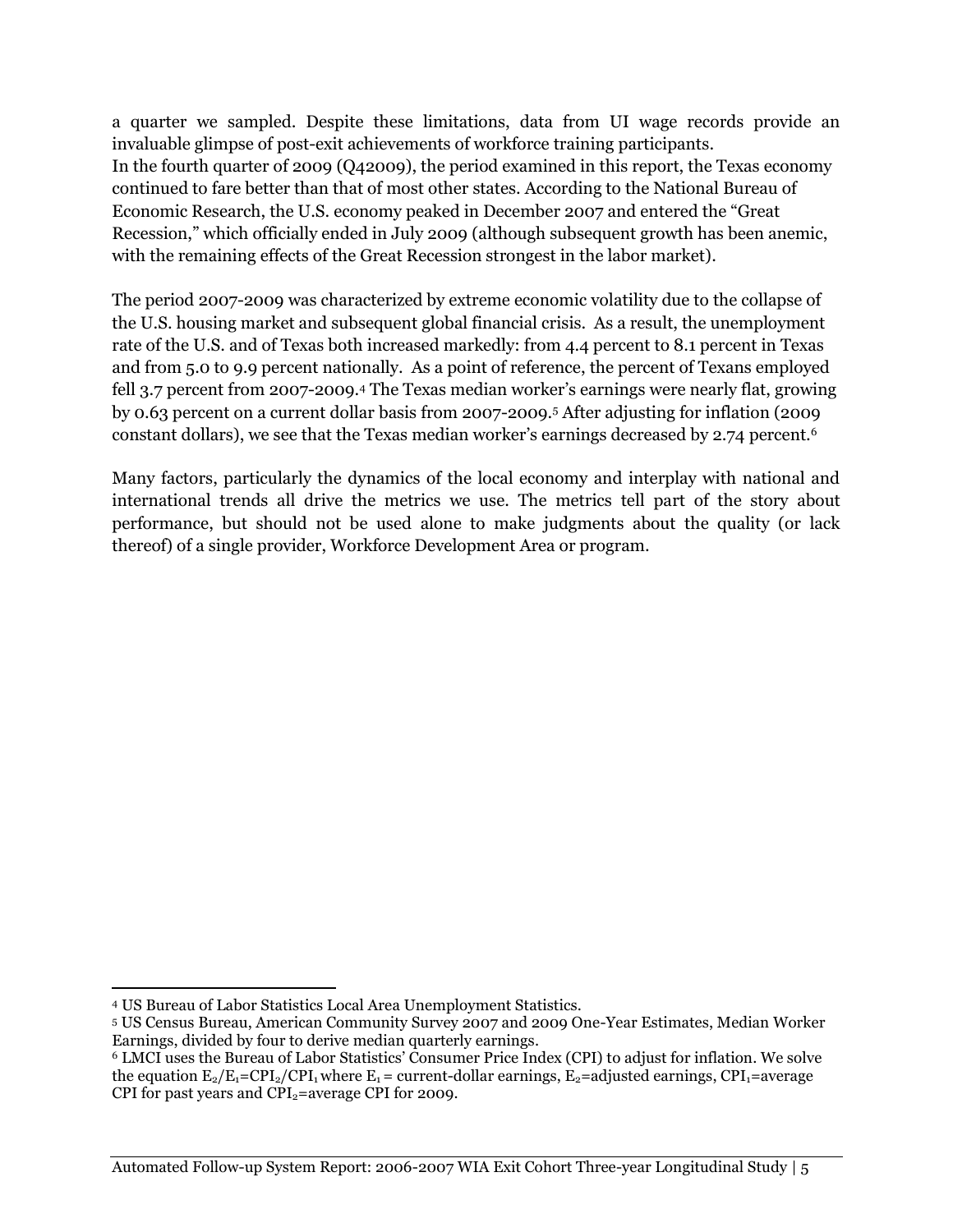a quarter we sampled. Despite these limitations, data from UI wage records provide an invaluable glimpse of post-exit achievements of workforce training participants.
In the fourth quarter of 2009 (Q42009), the period examined in this report, the Texas economy continued to fare better than that of most other states. According to the National Bureau of Economic Research, the U.S. economy peaked in December 2007 and entered the "Great Recession," which officially ended in July 2009 (although subsequent growth has been anemic, with the remaining effects of the Great Recession strongest in the labor market).

The period 2007-2009 was characterized by extreme economic volatility due to the collapse of the U.S. housing market and subsequent global financial crisis. As a result, the unemployment rate of the U.S. and of Texas both increased markedly: from 4.4 percent to 8.1 percent in Texas and from 5.0 to 9.9 percent nationally. As a point of reference, the percent of Texans employed fell 3.7 percent from 2007-2009.[4] The Texas median worker's earnings were nearly flat, growing by 0.63 percent on a current dollar basis from 2007-2009.[5] After adjusting for inflation (2009 constant dollars), we see that the Texas median worker's earnings decreased by 2.74 percent.[6]

Many factors, particularly the dynamics of the local economy and interplay with national and international trends all drive the metrics we use. The metrics tell part of the story about performance, but should not be used alone to make judgments about the quality (or lack thereof) of a single provider, Workforce Development Area or program.

---

[4] US Bureau of Labor Statistics Local Area Unemployment Statistics.

[5] US Census Bureau, American Community Survey 2007 and 2009 One-Year Estimates, Median Worker Earnings, divided by four to derive median quarterly earnings.

[6] LMCI uses the Bureau of Labor Statistics' Consumer Price Index (CPI) to adjust for inflation. We solve the equation $E_2/E_1=CPI_2/CPI_1$ where $E_1$ = current-dollar earnings, $E_2$=adjusted earnings, $CPI_1$=average CPI for past years and $CPI_2$=average CPI for 2009.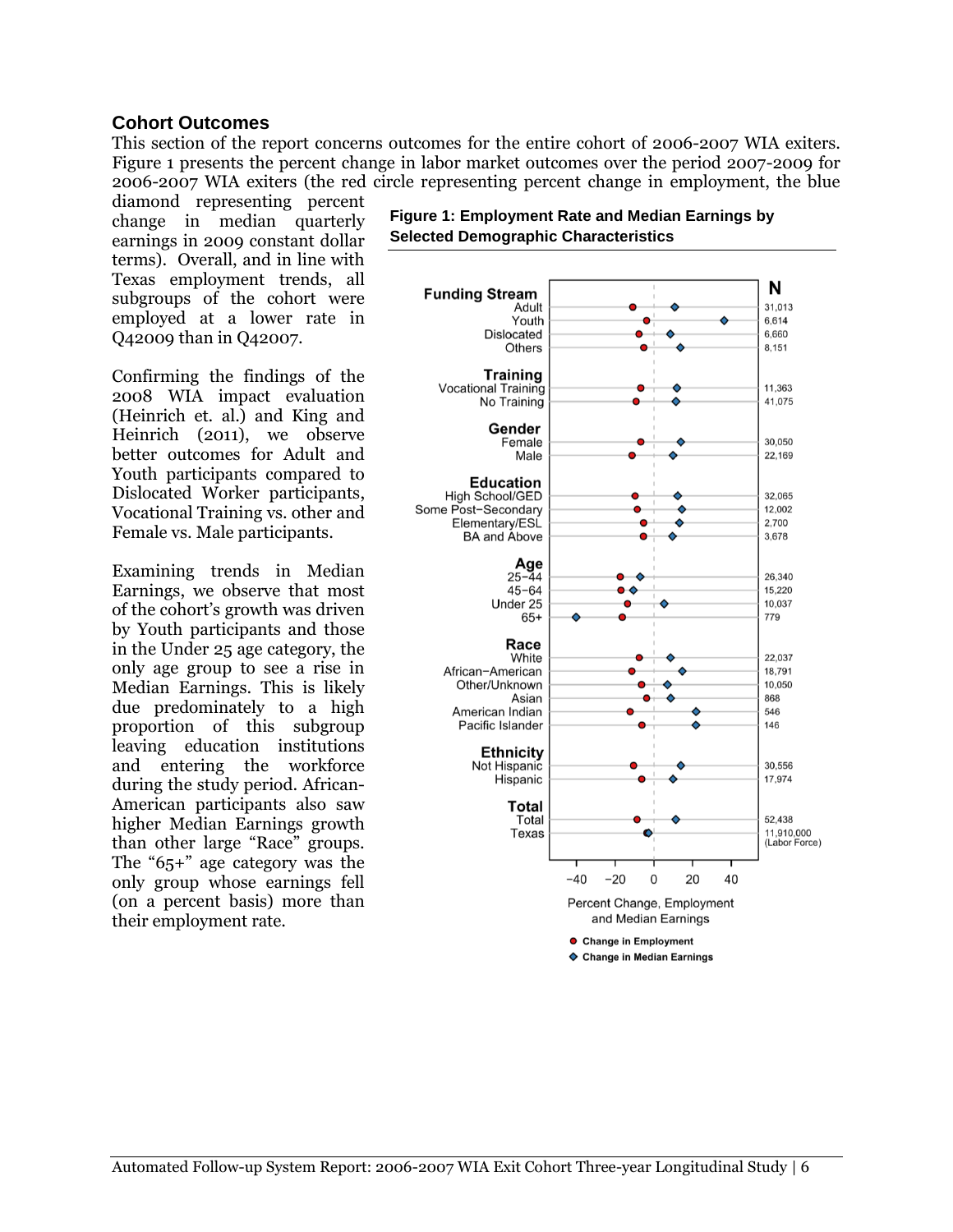### Cohort Outcomes

This section of the report concerns outcomes for the entire cohort of 2006-2007 WIA exiters. Figure 1 presents the percent change in labor market outcomes over the period 2007-2009 for 2006-2007 WIA exiters (the red circle representing percent change in employment, the blue diamond representing percent change in median quarterly earnings in 2009 constant dollar terms). Overall, and in line with Texas employment trends, all subgroups of the cohort were employed at a lower rate in Q42009 than in Q42007.

Confirming the findings of the 2008 WIA impact evaluation (Heinrich et. al.) and King and Heinrich (2011), we observe better outcomes for Adult and Youth participants compared to Dislocated Worker participants, Vocational Training vs. other and Female vs. Male participants.

Examining trends in Median Earnings, we observe that most of the cohort's growth was driven by Youth participants and those in the Under 25 age category, the only age group to see a rise in Median Earnings. This is likely due predominately to a high proportion of this subgroup leaving education institutions and entering the workforce during the study period. African-American participants also saw higher Median Earnings growth than other large "Race" groups. The "65+" age category was the only group whose earnings fell (on a percent basis) more than their employment rate.

**Figure 1: Employment Rate and Median Earnings by Selected Demographic Characteristics**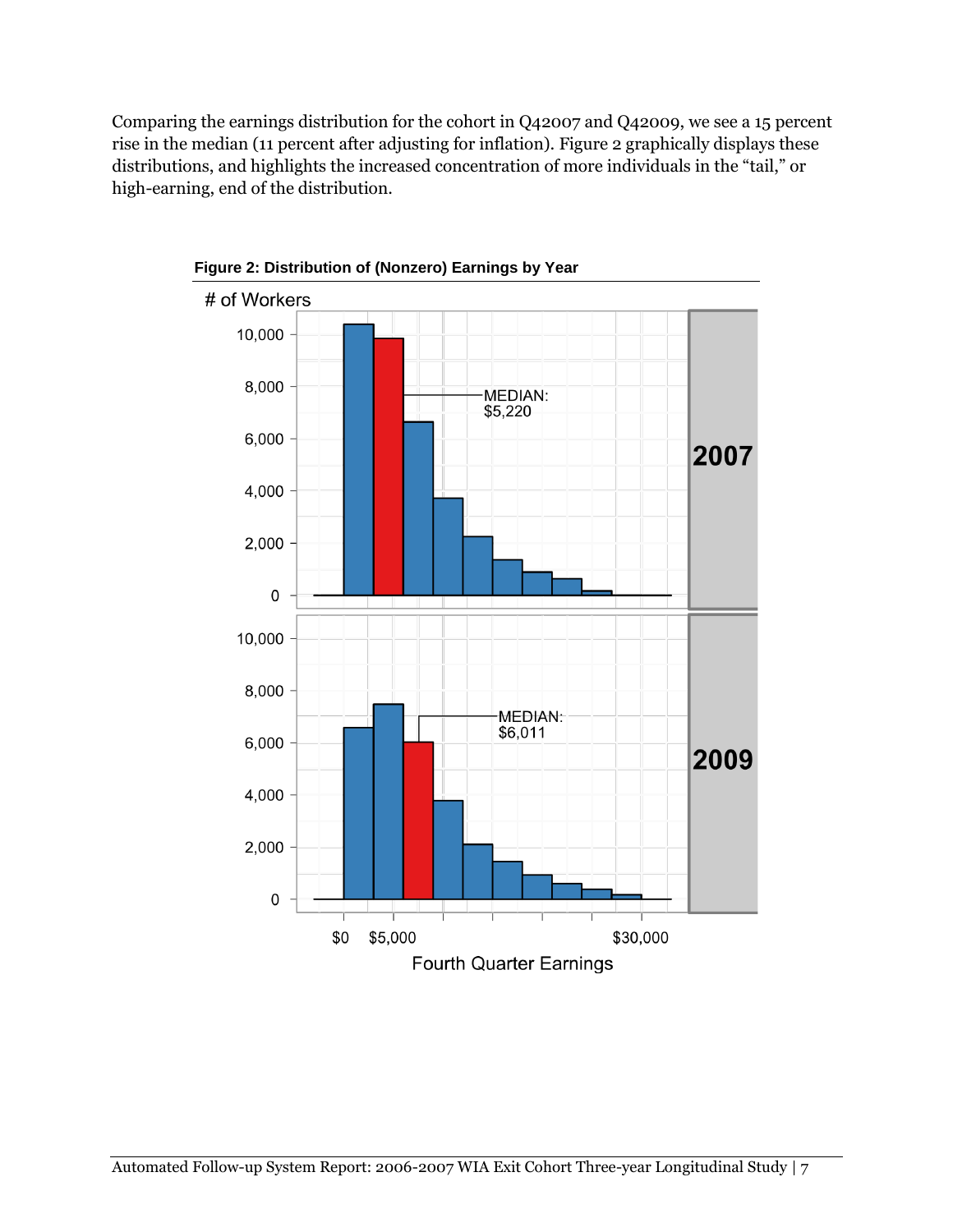Comparing the earnings distribution for the cohort in Q42007 and Q42009, we see a 15 percent rise in the median (11 percent after adjusting for inflation). Figure 2 graphically displays these distributions, and highlights the increased concentration of more individuals in the "tail," or high-earning, end of the distribution.

**Figure 2: Distribution of (Nonzero) Earnings by Year**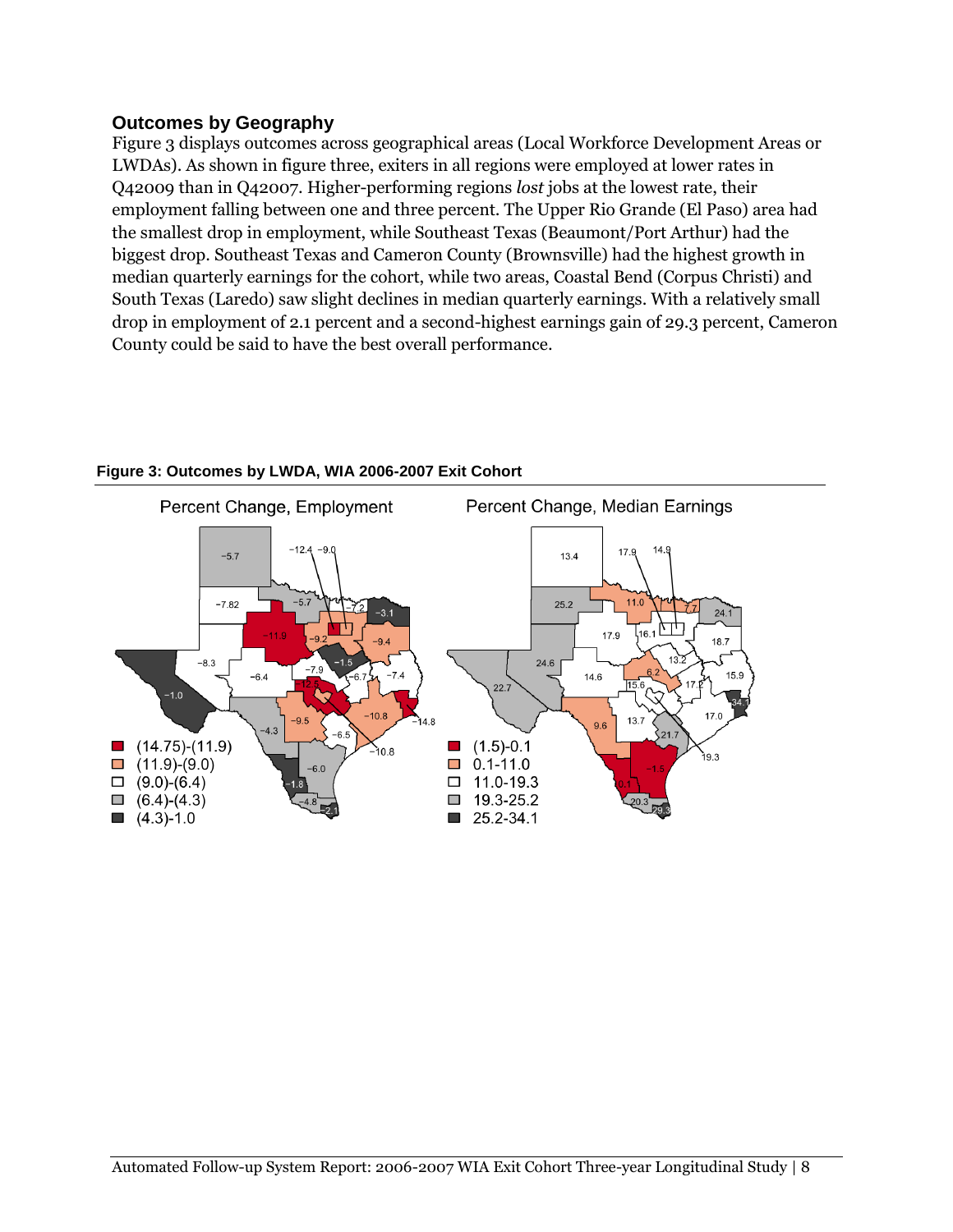## Outcomes by Geography

Figure 3 displays outcomes across geographical areas (Local Workforce Development Areas or LWDAs). As shown in figure three, exiters in all regions were employed at lower rates in Q42009 than in Q42007. Higher-performing regions *lost* jobs at the lowest rate, their employment falling between one and three percent. The Upper Rio Grande (El Paso) area had the smallest drop in employment, while Southeast Texas (Beaumont/Port Arthur) had the biggest drop. Southeast Texas and Cameron County (Brownsville) had the highest growth in median quarterly earnings for the cohort, while two areas, Coastal Bend (Corpus Christi) and South Texas (Laredo) saw slight declines in median quarterly earnings. With a relatively small drop in employment of 2.1 percent and a second-highest earnings gain of 29.3 percent, Cameron County could be said to have the best overall performance.

**Figure 3: Outcomes by LWDA, WIA 2006-2007 Exit Cohort**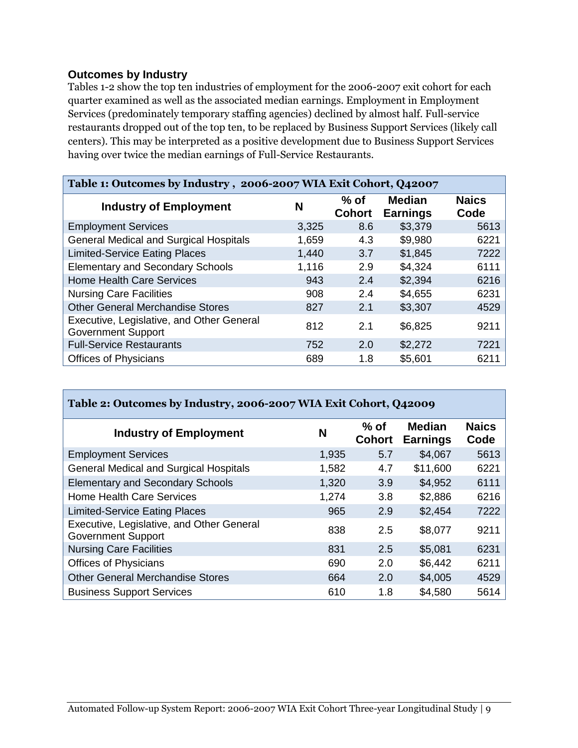### Outcomes by Industry

Tables 1-2 show the top ten industries of employment for the 2006-2007 exit cohort for each quarter examined as well as the associated median earnings. Employment in Employment Services (predominately temporary staffing agencies) declined by almost half. Full-service restaurants dropped out of the top ten, to be replaced by Business Support Services (likely call centers). This may be interpreted as a positive development due to Business Support Services having over twice the median earnings of Full-Service Restaurants.

**Table 1: Outcomes by Industry , 2006-2007 WIA Exit Cohort, Q42007**

| Industry of Employment | N | % of Cohort | Median Earnings | Naics Code |
|---|---|---|---|---|
| Employment Services | 3,325 | 8.6 | $3,379 | 5613 |
| General Medical and Surgical Hospitals | 1,659 | 4.3 | $9,980 | 6221 |
| Limited-Service Eating Places | 1,440 | 3.7 | $1,845 | 7222 |
| Elementary and Secondary Schools | 1,116 | 2.9 | $4,324 | 6111 |
| Home Health Care Services | 943 | 2.4 | $2,394 | 6216 |
| Nursing Care Facilities | 908 | 2.4 | $4,655 | 6231 |
| Other General Merchandise Stores | 827 | 2.1 | $3,307 | 4529 |
| Executive, Legislative, and Other General Government Support | 812 | 2.1 | $6,825 | 9211 |
| Full-Service Restaurants | 752 | 2.0 | $2,272 | 7221 |
| Offices of Physicians | 689 | 1.8 | $5,601 | 6211 |

**Table 2: Outcomes by Industry, 2006-2007 WIA Exit Cohort, Q42009**

| Industry of Employment | N | % of Cohort | Median Earnings | Naics Code |
|---|---|---|---|---|
| Employment Services | 1,935 | 5.7 | $4,067 | 5613 |
| General Medical and Surgical Hospitals | 1,582 | 4.7 | $11,600 | 6221 |
| Elementary and Secondary Schools | 1,320 | 3.9 | $4,952 | 6111 |
| Home Health Care Services | 1,274 | 3.8 | $2,886 | 6216 |
| Limited-Service Eating Places | 965 | 2.9 | $2,454 | 7222 |
| Executive, Legislative, and Other General Government Support | 838 | 2.5 | $8,077 | 9211 |
| Nursing Care Facilities | 831 | 2.5 | $5,081 | 6231 |
| Offices of Physicians | 690 | 2.0 | $6,442 | 6211 |
| Other General Merchandise Stores | 664 | 2.0 | $4,005 | 4529 |
| Business Support Services | 610 | 1.8 | $4,580 | 5614 |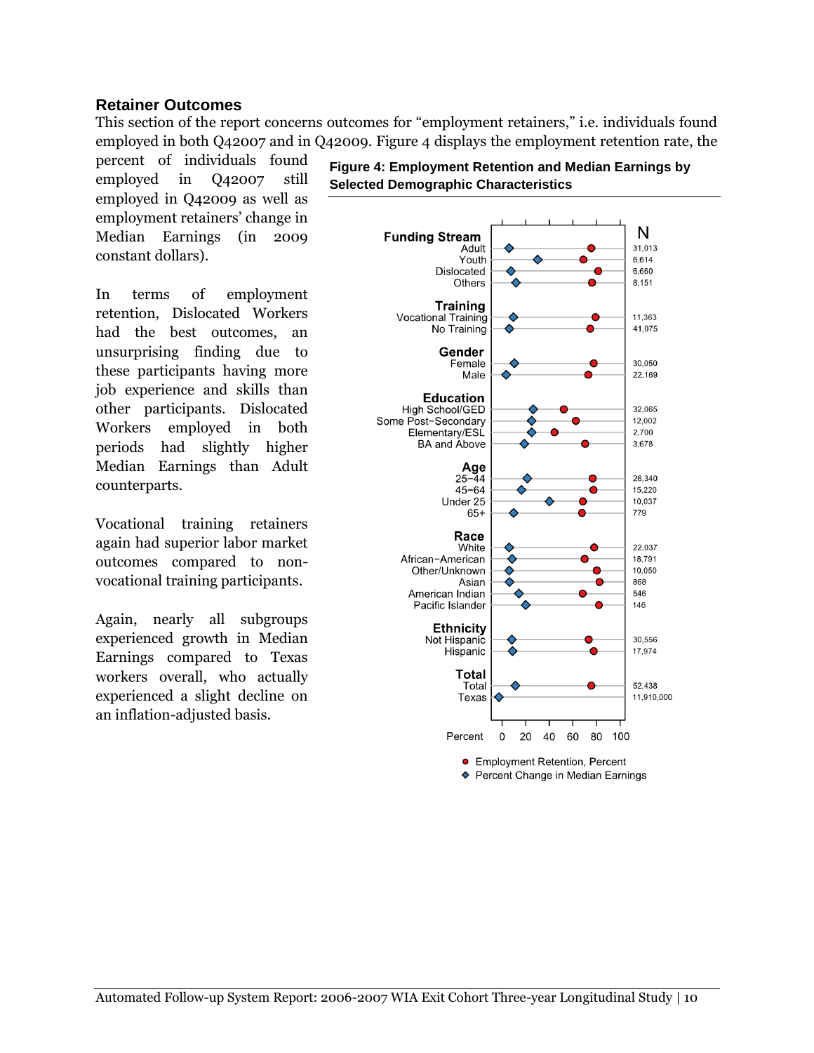### Retainer Outcomes

This section of the report concerns outcomes for "employment retainers," i.e. individuals found employed in both Q42007 and in Q42009. Figure 4 displays the employment retention rate, the percent of individuals found employed in Q42007 still employed in Q42009 as well as employment retainers' change in Median Earnings (in 2009 constant dollars).

In terms of employment retention, Dislocated Workers had the best outcomes, an unsurprising finding due to these participants having more job experience and skills than other participants. Dislocated Workers employed in both periods had slightly higher Median Earnings than Adult counterparts.

Vocational training retainers again had superior labor market outcomes compared to non-vocational training participants.

Again, nearly all subgroups experienced growth in Median Earnings compared to Texas workers overall, who actually experienced a slight decline on an inflation-adjusted basis.

**Figure 4: Employment Retention and Median Earnings by Selected Demographic Characteristics**

| Category | Group | N |
|---|---|---|
| Funding Stream | Adult | 31,013 |
| | Youth | 6,614 |
| | Dislocated | 6,660 |
| | Others | 8,151 |
| Training | Vocational Training | 11,363 |
| | No Training | 41,075 |
| Gender | Female | 30,050 |
| | Male | 22,169 |
| Education | High School/GED | 32,065 |
| | Some Post−Secondary | 12,002 |
| | Elementary/ESL | 2,700 |
| | BA and Above | 3,678 |
| Age | 25−44 | 26,340 |
| | 45−64 | 15,220 |
| | Under 25 | 10,037 |
| | 65+ | 779 |
| Race | White | 22,037 |
| | African−American | 18,791 |
| | Other/Unknown | 10,050 |
| | Asian | 868 |
| | American Indian | 546 |
| | Pacific Islander | 146 |
| Ethnicity | Not Hispanic | 30,556 |
| | Hispanic | 17,974 |
| Total | Total | 52,438 |
| | Texas | 11,910,000 |

Percent: 0, 20, 40, 60, 80, 100

● Employment Retention, Percent
◆ Percent Change in Median Earnings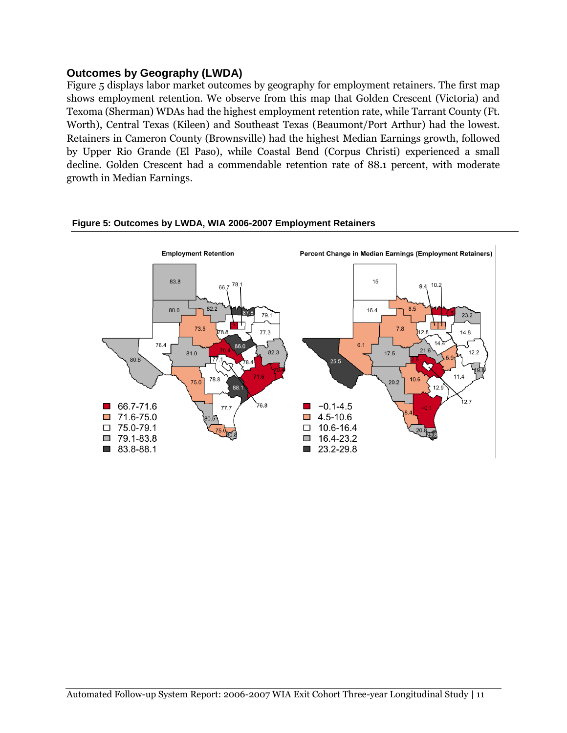## Outcomes by Geography (LWDA)

Figure 5 displays labor market outcomes by geography for employment retainers. The first map shows employment retention. We observe from this map that Golden Crescent (Victoria) and Texoma (Sherman) WDAs had the highest employment retention rate, while Tarrant County (Ft. Worth), Central Texas (Kileen) and Southeast Texas (Beaumont/Port Arthur) had the lowest. Retainers in Cameron County (Brownsville) had the highest Median Earnings growth, followed by Upper Rio Grande (El Paso), while Coastal Bend (Corpus Christi) experienced a small decline. Golden Crescent had a commendable retention rate of 88.1 percent, with moderate growth in Median Earnings.

**Figure 5: Outcomes by LWDA, WIA 2006-2007 Employment Retainers**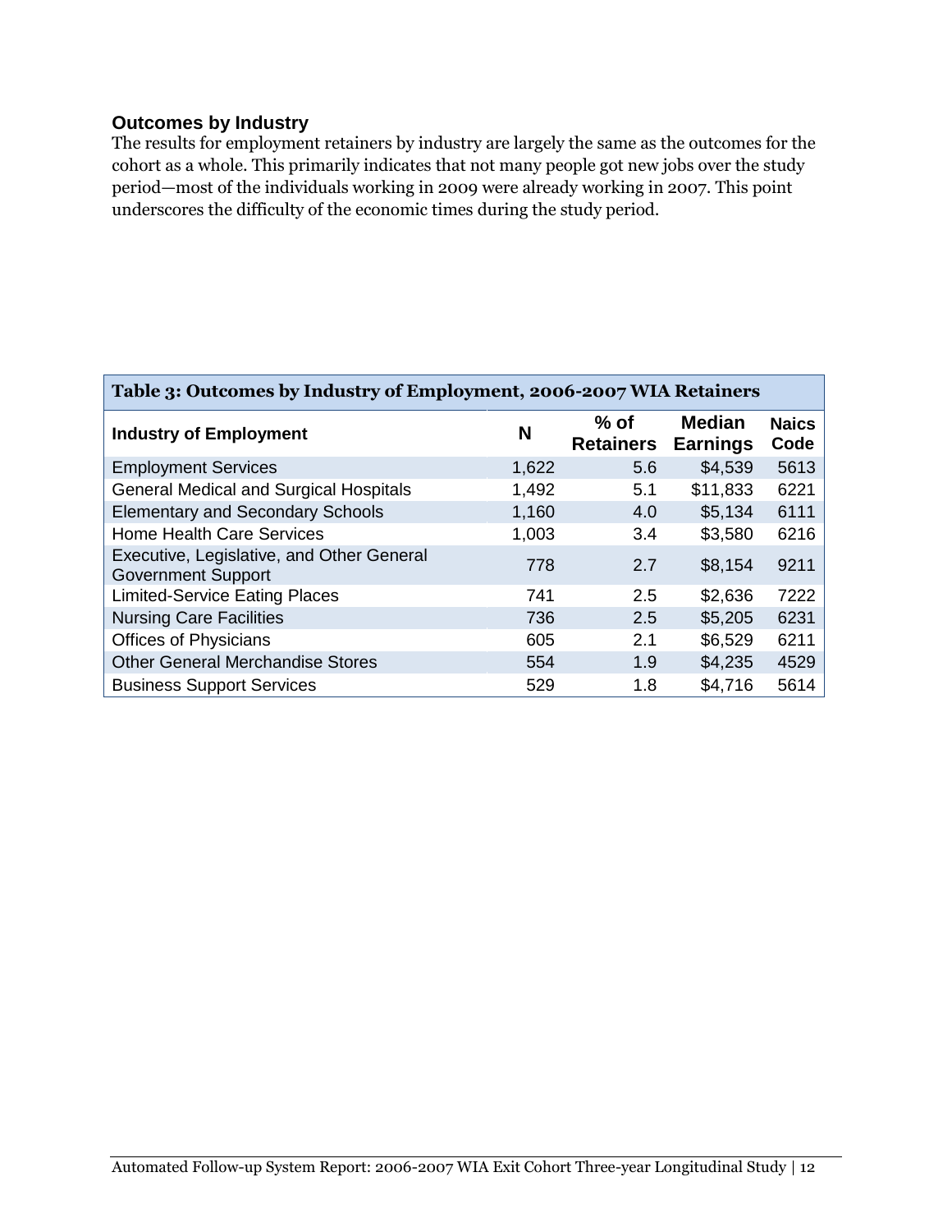### Outcomes by Industry

The results for employment retainers by industry are largely the same as the outcomes for the cohort as a whole. This primarily indicates that not many people got new jobs over the study period—most of the individuals working in 2009 were already working in 2007. This point underscores the difficulty of the economic times during the study period.

**Table 3: Outcomes by Industry of Employment, 2006-2007 WIA Retainers**

| Industry of Employment | N | % of Retainers | Median Earnings | Naics Code |
|---|---|---|---|---|
| Employment Services | 1,622 | 5.6 | $4,539 | 5613 |
| General Medical and Surgical Hospitals | 1,492 | 5.1 | $11,833 | 6221 |
| Elementary and Secondary Schools | 1,160 | 4.0 | $5,134 | 6111 |
| Home Health Care Services | 1,003 | 3.4 | $3,580 | 6216 |
| Executive, Legislative, and Other General Government Support | 778 | 2.7 | $8,154 | 9211 |
| Limited-Service Eating Places | 741 | 2.5 | $2,636 | 7222 |
| Nursing Care Facilities | 736 | 2.5 | $5,205 | 6231 |
| Offices of Physicians | 605 | 2.1 | $6,529 | 6211 |
| Other General Merchandise Stores | 554 | 1.9 | $4,235 | 4529 |
| Business Support Services | 529 | 1.8 | $4,716 | 5614 |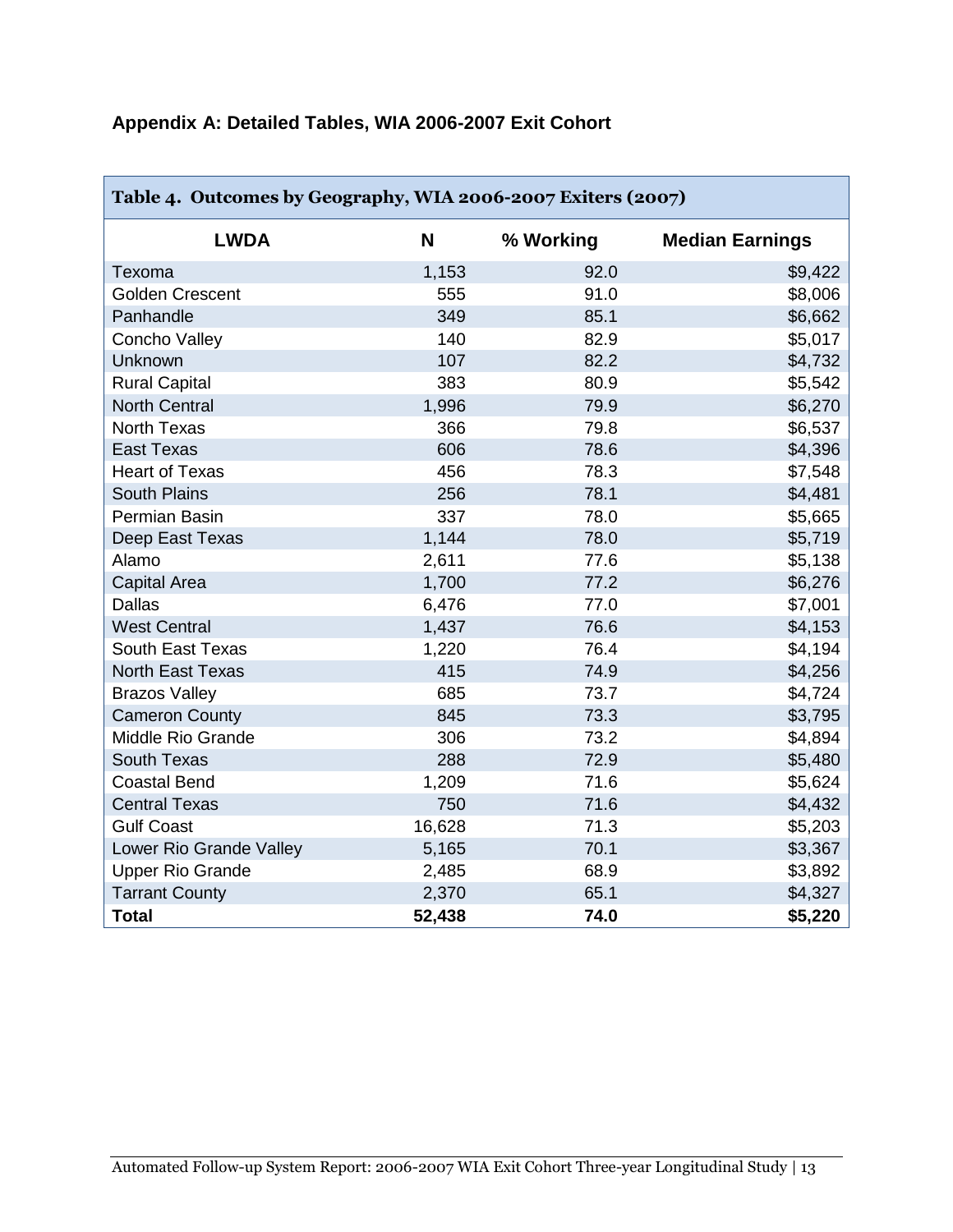## Appendix A: Detailed Tables, WIA 2006-2007 Exit Cohort

**Table 4. Outcomes by Geography, WIA 2006-2007 Exiters (2007)**

| LWDA | N | % Working | Median Earnings |
|---|---|---|---|
| Texoma | 1,153 | 92.0 | $9,422 |
| Golden Crescent | 555 | 91.0 | $8,006 |
| Panhandle | 349 | 85.1 | $6,662 |
| Concho Valley | 140 | 82.9 | $5,017 |
| Unknown | 107 | 82.2 | $4,732 |
| Rural Capital | 383 | 80.9 | $5,542 |
| North Central | 1,996 | 79.9 | $6,270 |
| North Texas | 366 | 79.8 | $6,537 |
| East Texas | 606 | 78.6 | $4,396 |
| Heart of Texas | 456 | 78.3 | $7,548 |
| South Plains | 256 | 78.1 | $4,481 |
| Permian Basin | 337 | 78.0 | $5,665 |
| Deep East Texas | 1,144 | 78.0 | $5,719 |
| Alamo | 2,611 | 77.6 | $5,138 |
| Capital Area | 1,700 | 77.2 | $6,276 |
| Dallas | 6,476 | 77.0 | $7,001 |
| West Central | 1,437 | 76.6 | $4,153 |
| South East Texas | 1,220 | 76.4 | $4,194 |
| North East Texas | 415 | 74.9 | $4,256 |
| Brazos Valley | 685 | 73.7 | $4,724 |
| Cameron County | 845 | 73.3 | $3,795 |
| Middle Rio Grande | 306 | 73.2 | $4,894 |
| South Texas | 288 | 72.9 | $5,480 |
| Coastal Bend | 1,209 | 71.6 | $5,624 |
| Central Texas | 750 | 71.6 | $4,432 |
| Gulf Coast | 16,628 | 71.3 | $5,203 |
| Lower Rio Grande Valley | 5,165 | 70.1 | $3,367 |
| Upper Rio Grande | 2,485 | 68.9 | $3,892 |
| Tarrant County | 2,370 | 65.1 | $4,327 |
| **Total** | **52,438** | **74.0** | **$5,220** |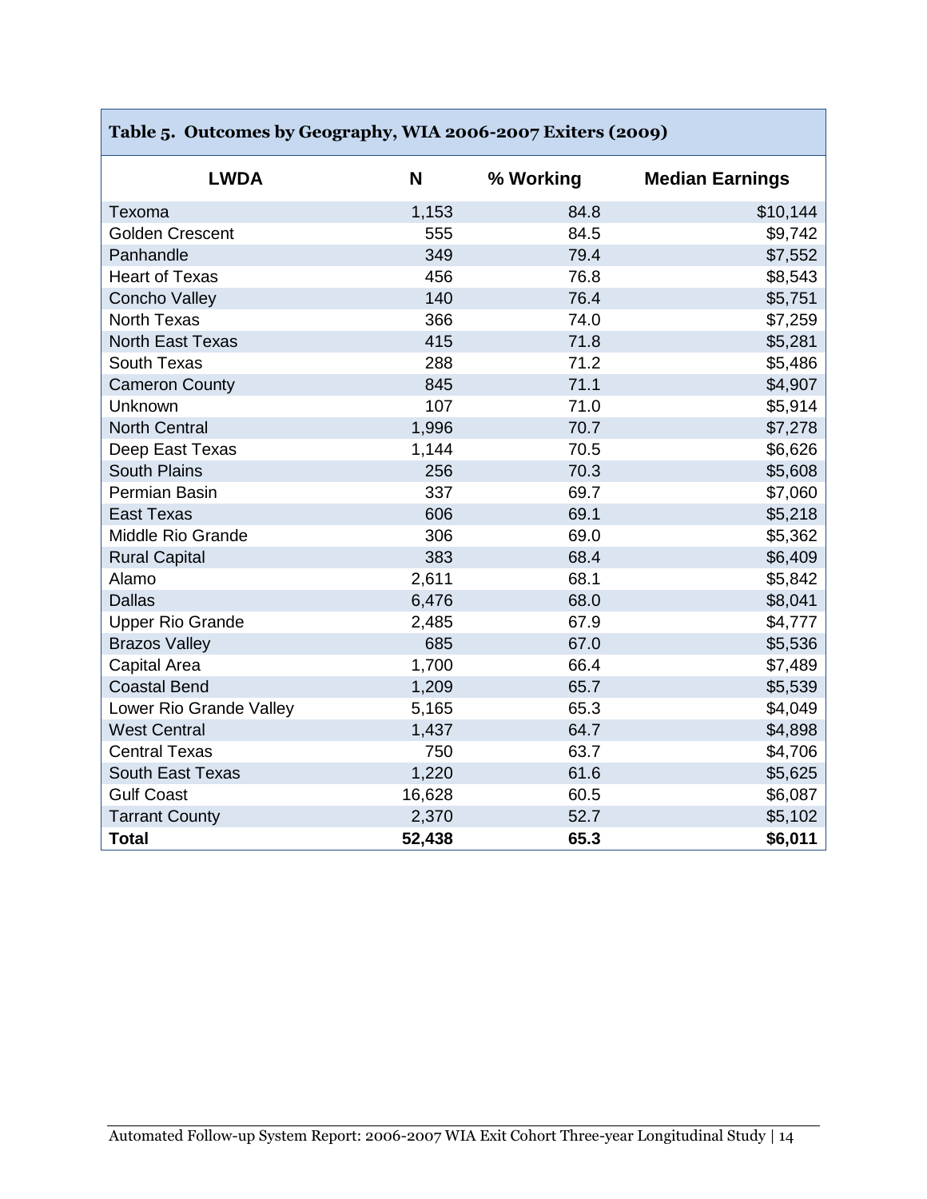**Table 5. Outcomes by Geography, WIA 2006-2007 Exiters (2009)**

| LWDA | N | % Working | Median Earnings |
|---|---|---|---|
| Texoma | 1,153 | 84.8 | $10,144 |
| Golden Crescent | 555 | 84.5 | $9,742 |
| Panhandle | 349 | 79.4 | $7,552 |
| Heart of Texas | 456 | 76.8 | $8,543 |
| Concho Valley | 140 | 76.4 | $5,751 |
| North Texas | 366 | 74.0 | $7,259 |
| North East Texas | 415 | 71.8 | $5,281 |
| South Texas | 288 | 71.2 | $5,486 |
| Cameron County | 845 | 71.1 | $4,907 |
| Unknown | 107 | 71.0 | $5,914 |
| North Central | 1,996 | 70.7 | $7,278 |
| Deep East Texas | 1,144 | 70.5 | $6,626 |
| South Plains | 256 | 70.3 | $5,608 |
| Permian Basin | 337 | 69.7 | $7,060 |
| East Texas | 606 | 69.1 | $5,218 |
| Middle Rio Grande | 306 | 69.0 | $5,362 |
| Rural Capital | 383 | 68.4 | $6,409 |
| Alamo | 2,611 | 68.1 | $5,842 |
| Dallas | 6,476 | 68.0 | $8,041 |
| Upper Rio Grande | 2,485 | 67.9 | $4,777 |
| Brazos Valley | 685 | 67.0 | $5,536 |
| Capital Area | 1,700 | 66.4 | $7,489 |
| Coastal Bend | 1,209 | 65.7 | $5,539 |
| Lower Rio Grande Valley | 5,165 | 65.3 | $4,049 |
| West Central | 1,437 | 64.7 | $4,898 |
| Central Texas | 750 | 63.7 | $4,706 |
| South East Texas | 1,220 | 61.6 | $5,625 |
| Gulf Coast | 16,628 | 60.5 | $6,087 |
| Tarrant County | 2,370 | 52.7 | $5,102 |
| **Total** | **52,438** | **65.3** | **$6,011** |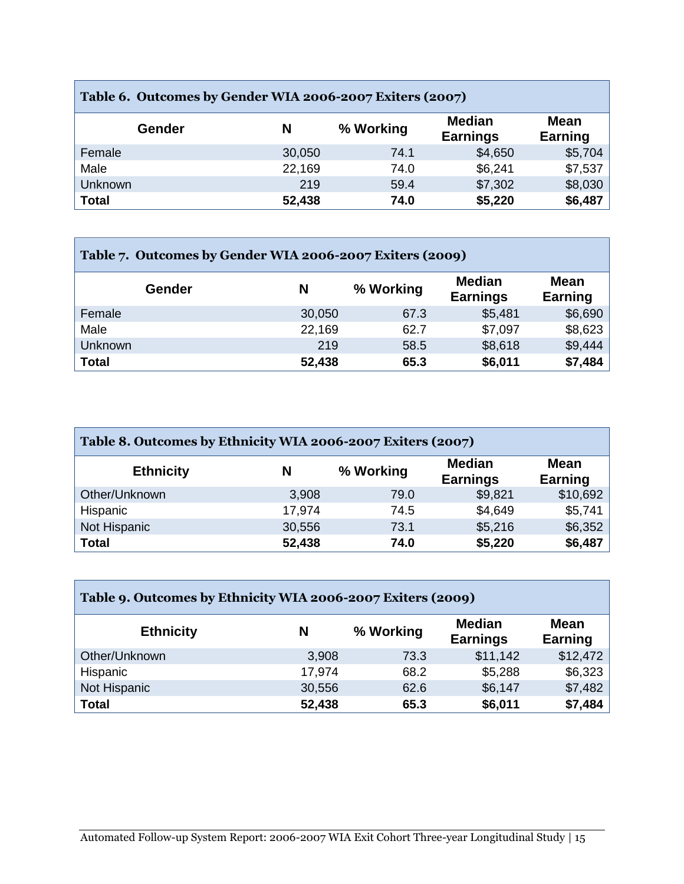| Table 6. Outcomes by Gender WIA 2006-2007 Exiters (2007) | | | | |
|---|---|---|---|---|
| **Gender** | **N** | **% Working** | **Median Earnings** | **Mean Earning** |
| Female | 30,050 | 74.1 | $4,650 | $5,704 |
| Male | 22,169 | 74.0 | $6,241 | $7,537 |
| Unknown | 219 | 59.4 | $7,302 | $8,030 |
| **Total** | **52,438** | **74.0** | **$5,220** | **$6,487** |

| Table 7. Outcomes by Gender WIA 2006-2007 Exiters (2009) | | | | |
|---|---|---|---|---|
| **Gender** | **N** | **% Working** | **Median Earnings** | **Mean Earning** |
| Female | 30,050 | 67.3 | $5,481 | $6,690 |
| Male | 22,169 | 62.7 | $7,097 | $8,623 |
| Unknown | 219 | 58.5 | $8,618 | $9,444 |
| **Total** | **52,438** | **65.3** | **$6,011** | **$7,484** |

| Table 8. Outcomes by Ethnicity WIA 2006-2007 Exiters (2007) | | | | |
|---|---|---|---|---|
| **Ethnicity** | **N** | **% Working** | **Median Earnings** | **Mean Earning** |
| Other/Unknown | 3,908 | 79.0 | $9,821 | $10,692 |
| Hispanic | 17,974 | 74.5 | $4,649 | $5,741 |
| Not Hispanic | 30,556 | 73.1 | $5,216 | $6,352 |
| **Total** | **52,438** | **74.0** | **$5,220** | **$6,487** |

| Table 9. Outcomes by Ethnicity WIA 2006-2007 Exiters (2009) | | | | |
|---|---|---|---|---|
| **Ethnicity** | **N** | **% Working** | **Median Earnings** | **Mean Earning** |
| Other/Unknown | 3,908 | 73.3 | $11,142 | $12,472 |
| Hispanic | 17,974 | 68.2 | $5,288 | $6,323 |
| Not Hispanic | 30,556 | 62.6 | $6,147 | $7,482 |
| **Total** | **52,438** | **65.3** | **$6,011** | **$7,484** |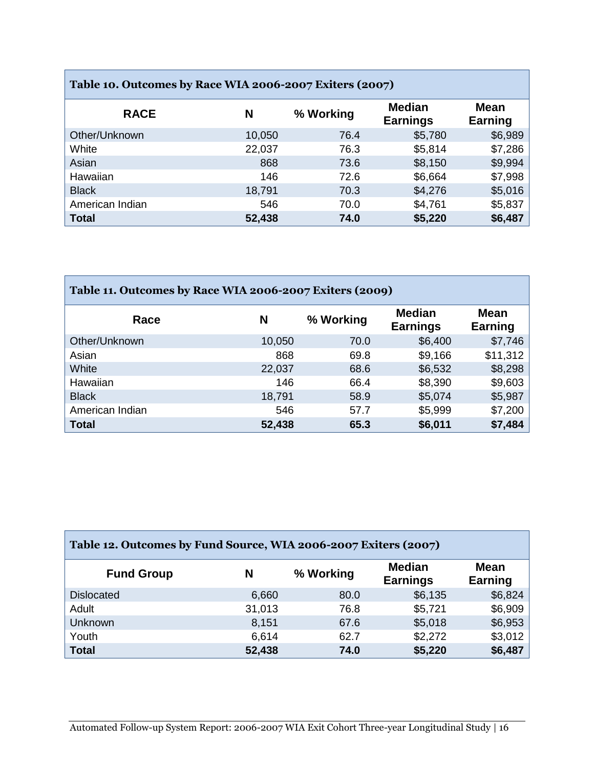**Table 10. Outcomes by Race WIA 2006-2007 Exiters (2007)**

| RACE | N | % Working | Median Earnings | Mean Earning |
|---|---|---|---|---|
| Other/Unknown | 10,050 | 76.4 | $5,780 | $6,989 |
| White | 22,037 | 76.3 | $5,814 | $7,286 |
| Asian | 868 | 73.6 | $8,150 | $9,994 |
| Hawaiian | 146 | 72.6 | $6,664 | $7,998 |
| Black | 18,791 | 70.3 | $4,276 | $5,016 |
| American Indian | 546 | 70.0 | $4,761 | $5,837 |
| **Total** | **52,438** | **74.0** | **$5,220** | **$6,487** |

**Table 11. Outcomes by Race WIA 2006-2007 Exiters (2009)**

| Race | N | % Working | Median Earnings | Mean Earning |
|---|---|---|---|---|
| Other/Unknown | 10,050 | 70.0 | $6,400 | $7,746 |
| Asian | 868 | 69.8 | $9,166 | $11,312 |
| White | 22,037 | 68.6 | $6,532 | $8,298 |
| Hawaiian | 146 | 66.4 | $8,390 | $9,603 |
| Black | 18,791 | 58.9 | $5,074 | $5,987 |
| American Indian | 546 | 57.7 | $5,999 | $7,200 |
| **Total** | **52,438** | **65.3** | **$6,011** | **$7,484** |

**Table 12. Outcomes by Fund Source, WIA 2006-2007 Exiters (2007)**

| Fund Group | N | % Working | Median Earnings | Mean Earning |
|---|---|---|---|---|
| Dislocated | 6,660 | 80.0 | $6,135 | $6,824 |
| Adult | 31,013 | 76.8 | $5,721 | $6,909 |
| Unknown | 8,151 | 67.6 | $5,018 | $6,953 |
| Youth | 6,614 | 62.7 | $2,272 | $3,012 |
| **Total** | **52,438** | **74.0** | **$5,220** | **$6,487** |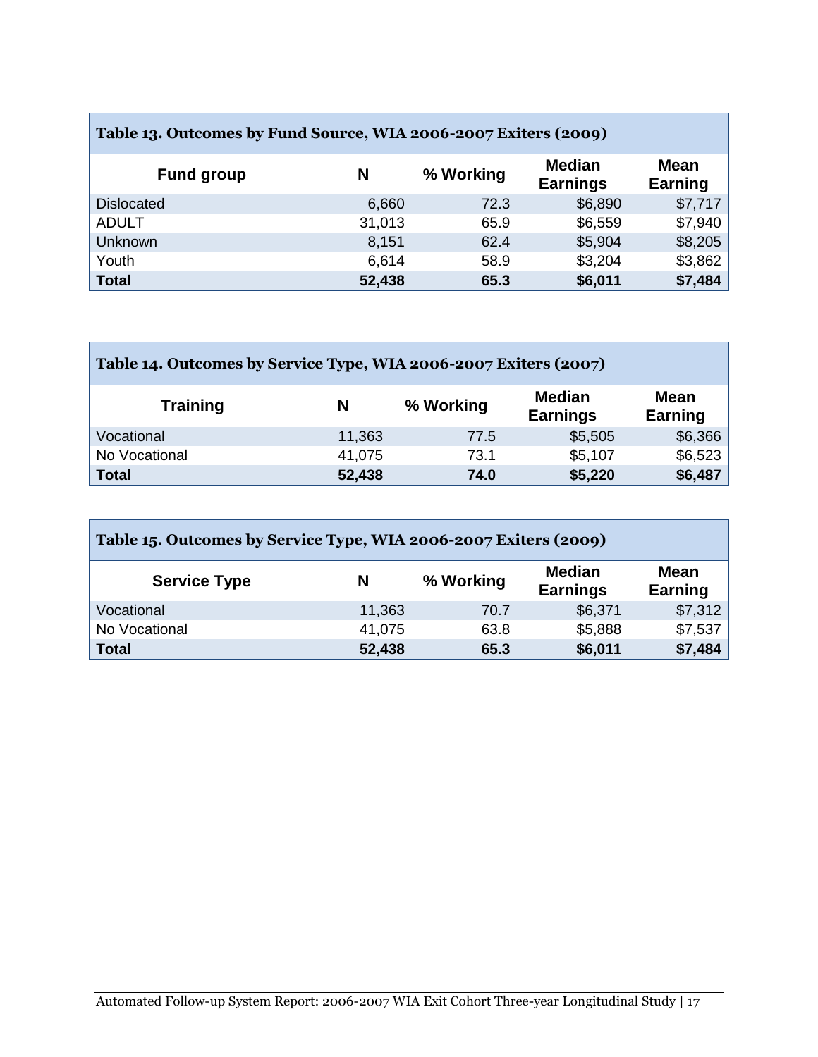**Table 13. Outcomes by Fund Source, WIA 2006-2007 Exiters (2009)**

| Fund group | N | % Working | Median Earnings | Mean Earning |
|---|---|---|---|---|
| Dislocated | 6,660 | 72.3 | $6,890 | $7,717 |
| ADULT | 31,013 | 65.9 | $6,559 | $7,940 |
| Unknown | 8,151 | 62.4 | $5,904 | $8,205 |
| Youth | 6,614 | 58.9 | $3,204 | $3,862 |
| **Total** | **52,438** | **65.3** | **$6,011** | **$7,484** |

**Table 14. Outcomes by Service Type, WIA 2006-2007 Exiters (2007)**

| Training | N | % Working | Median Earnings | Mean Earning |
|---|---|---|---|---|
| Vocational | 11,363 | 77.5 | $5,505 | $6,366 |
| No Vocational | 41,075 | 73.1 | $5,107 | $6,523 |
| **Total** | **52,438** | **74.0** | **$5,220** | **$6,487** |

**Table 15. Outcomes by Service Type, WIA 2006-2007 Exiters (2009)**

| Service Type | N | % Working | Median Earnings | Mean Earning |
|---|---|---|---|---|
| Vocational | 11,363 | 70.7 | $6,371 | $7,312 |
| No Vocational | 41,075 | 63.8 | $5,888 | $7,537 |
| **Total** | **52,438** | **65.3** | **$6,011** | **$7,484** |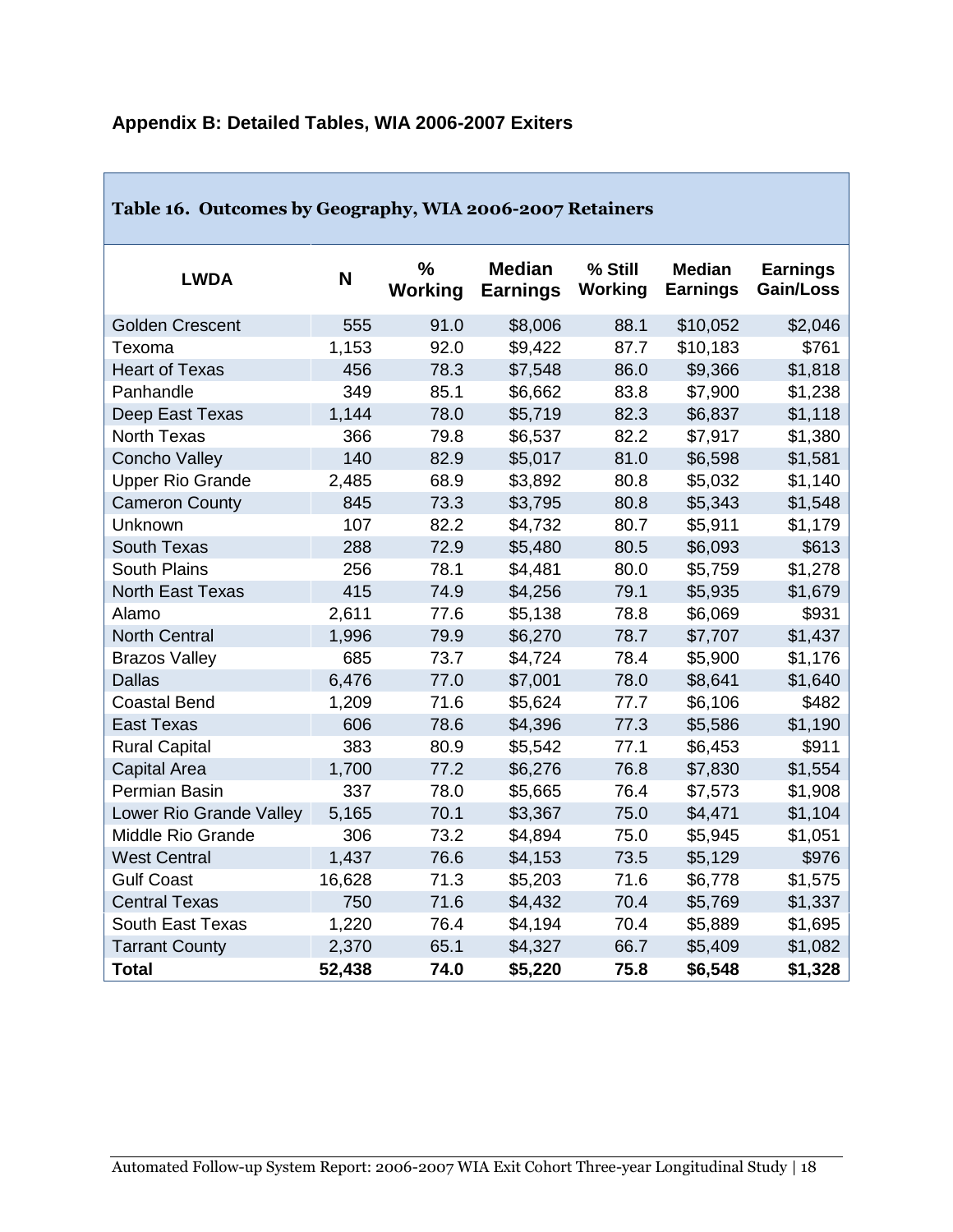## Appendix B: Detailed Tables, WIA 2006-2007 Exiters

### Table 16. Outcomes by Geography, WIA 2006-2007 Retainers

| LWDA | N | % Working | Median Earnings | % Still Working | Median Earnings | Earnings Gain/Loss |
|---|---|---|---|---|---|---|
| Golden Crescent | 555 | 91.0 | $8,006 | 88.1 | $10,052 | $2,046 |
| Texoma | 1,153 | 92.0 | $9,422 | 87.7 | $10,183 | $761 |
| Heart of Texas | 456 | 78.3 | $7,548 | 86.0 | $9,366 | $1,818 |
| Panhandle | 349 | 85.1 | $6,662 | 83.8 | $7,900 | $1,238 |
| Deep East Texas | 1,144 | 78.0 | $5,719 | 82.3 | $6,837 | $1,118 |
| North Texas | 366 | 79.8 | $6,537 | 82.2 | $7,917 | $1,380 |
| Concho Valley | 140 | 82.9 | $5,017 | 81.0 | $6,598 | $1,581 |
| Upper Rio Grande | 2,485 | 68.9 | $3,892 | 80.8 | $5,032 | $1,140 |
| Cameron County | 845 | 73.3 | $3,795 | 80.8 | $5,343 | $1,548 |
| Unknown | 107 | 82.2 | $4,732 | 80.7 | $5,911 | $1,179 |
| South Texas | 288 | 72.9 | $5,480 | 80.5 | $6,093 | $613 |
| South Plains | 256 | 78.1 | $4,481 | 80.0 | $5,759 | $1,278 |
| North East Texas | 415 | 74.9 | $4,256 | 79.1 | $5,935 | $1,679 |
| Alamo | 2,611 | 77.6 | $5,138 | 78.8 | $6,069 | $931 |
| North Central | 1,996 | 79.9 | $6,270 | 78.7 | $7,707 | $1,437 |
| Brazos Valley | 685 | 73.7 | $4,724 | 78.4 | $5,900 | $1,176 |
| Dallas | 6,476 | 77.0 | $7,001 | 78.0 | $8,641 | $1,640 |
| Coastal Bend | 1,209 | 71.6 | $5,624 | 77.7 | $6,106 | $482 |
| East Texas | 606 | 78.6 | $4,396 | 77.3 | $5,586 | $1,190 |
| Rural Capital | 383 | 80.9 | $5,542 | 77.1 | $6,453 | $911 |
| Capital Area | 1,700 | 77.2 | $6,276 | 76.8 | $7,830 | $1,554 |
| Permian Basin | 337 | 78.0 | $5,665 | 76.4 | $7,573 | $1,908 |
| Lower Rio Grande Valley | 5,165 | 70.1 | $3,367 | 75.0 | $4,471 | $1,104 |
| Middle Rio Grande | 306 | 73.2 | $4,894 | 75.0 | $5,945 | $1,051 |
| West Central | 1,437 | 76.6 | $4,153 | 73.5 | $5,129 | $976 |
| Gulf Coast | 16,628 | 71.3 | $5,203 | 71.6 | $6,778 | $1,575 |
| Central Texas | 750 | 71.6 | $4,432 | 70.4 | $5,769 | $1,337 |
| South East Texas | 1,220 | 76.4 | $4,194 | 70.4 | $5,889 | $1,695 |
| Tarrant County | 2,370 | 65.1 | $4,327 | 66.7 | $5,409 | $1,082 |
| **Total** | **52,438** | **74.0** | **$5,220** | **75.8** | **$6,548** | **$1,328** |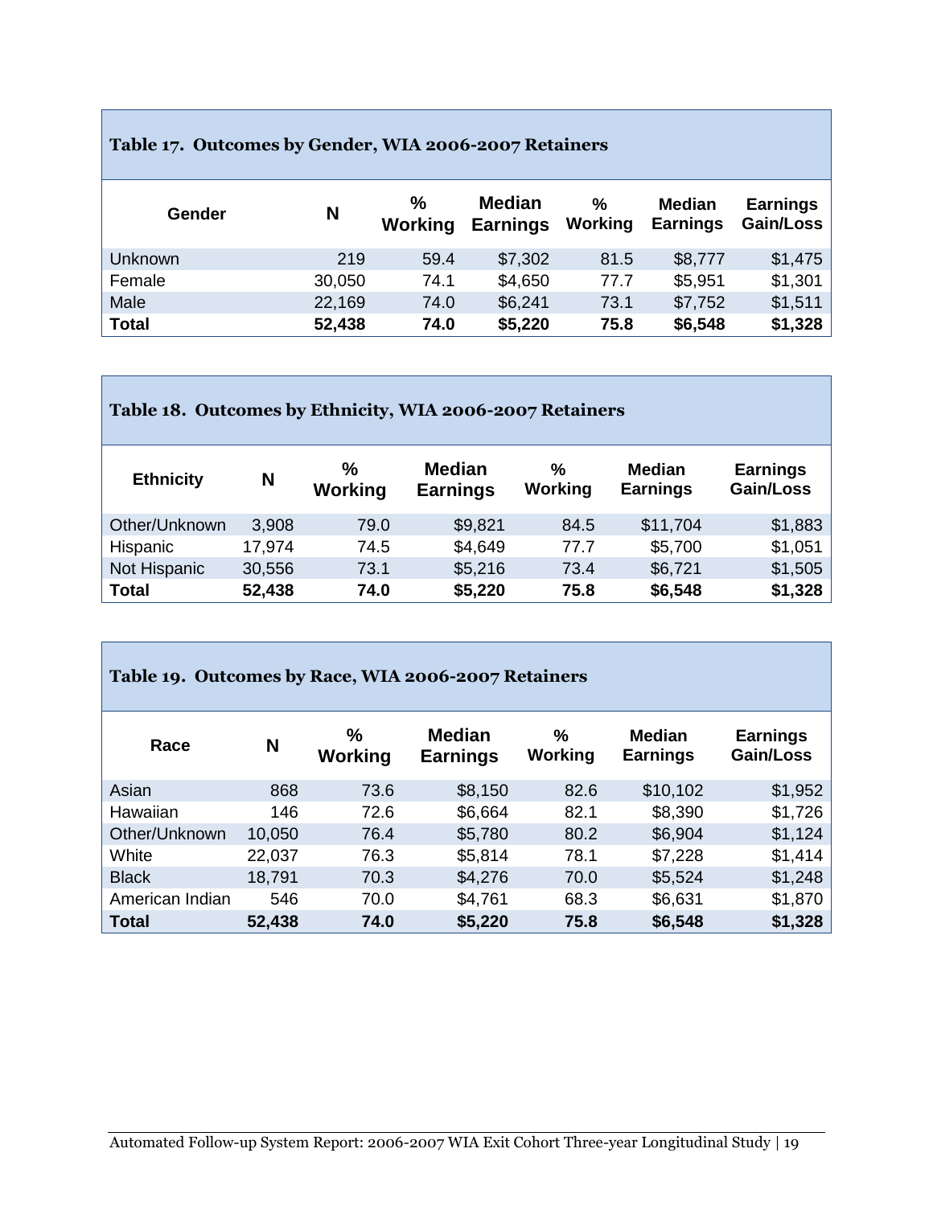**Table 17. Outcomes by Gender, WIA 2006-2007 Retainers**

| Gender | N | % Working | Median Earnings | % Working | Median Earnings | Earnings Gain/Loss |
|---|---|---|---|---|---|---|
| Unknown | 219 | 59.4 | $7,302 | 81.5 | $8,777 | $1,475 |
| Female | 30,050 | 74.1 | $4,650 | 77.7 | $5,951 | $1,301 |
| Male | 22,169 | 74.0 | $6,241 | 73.1 | $7,752 | $1,511 |
| **Total** | **52,438** | **74.0** | **$5,220** | **75.8** | **$6,548** | **$1,328** |

**Table 18. Outcomes by Ethnicity, WIA 2006-2007 Retainers**

| Ethnicity | N | % Working | Median Earnings | % Working | Median Earnings | Earnings Gain/Loss |
|---|---|---|---|---|---|---|
| Other/Unknown | 3,908 | 79.0 | $9,821 | 84.5 | $11,704 | $1,883 |
| Hispanic | 17,974 | 74.5 | $4,649 | 77.7 | $5,700 | $1,051 |
| Not Hispanic | 30,556 | 73.1 | $5,216 | 73.4 | $6,721 | $1,505 |
| **Total** | **52,438** | **74.0** | **$5,220** | **75.8** | **$6,548** | **$1,328** |

**Table 19. Outcomes by Race, WIA 2006-2007 Retainers**

| Race | N | % Working | Median Earnings | % Working | Median Earnings | Earnings Gain/Loss |
|---|---|---|---|---|---|---|
| Asian | 868 | 73.6 | $8,150 | 82.6 | $10,102 | $1,952 |
| Hawaiian | 146 | 72.6 | $6,664 | 82.1 | $8,390 | $1,726 |
| Other/Unknown | 10,050 | 76.4 | $5,780 | 80.2 | $6,904 | $1,124 |
| White | 22,037 | 76.3 | $5,814 | 78.1 | $7,228 | $1,414 |
| Black | 18,791 | 70.3 | $4,276 | 70.0 | $5,524 | $1,248 |
| American Indian | 546 | 70.0 | $4,761 | 68.3 | $6,631 | $1,870 |
| **Total** | **52,438** | **74.0** | **$5,220** | **75.8** | **$6,548** | **$1,328** |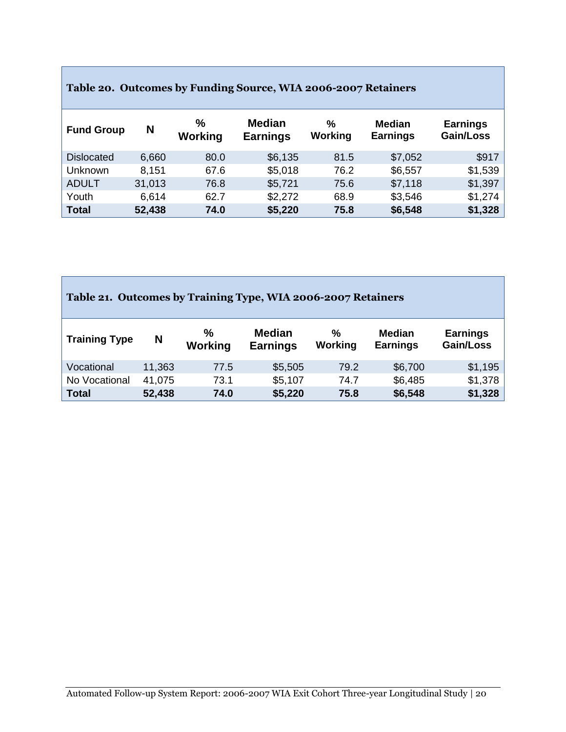**Table 20. Outcomes by Funding Source, WIA 2006-2007 Retainers**

| Fund Group | N | % Working | Median Earnings | % Working | Median Earnings | Earnings Gain/Loss |
|---|---|---|---|---|---|---|
| Dislocated | 6,660 | 80.0 | $6,135 | 81.5 | $7,052 | $917 |
| Unknown | 8,151 | 67.6 | $5,018 | 76.2 | $6,557 | $1,539 |
| ADULT | 31,013 | 76.8 | $5,721 | 75.6 | $7,118 | $1,397 |
| Youth | 6,614 | 62.7 | $2,272 | 68.9 | $3,546 | $1,274 |
| **Total** | **52,438** | **74.0** | **$5,220** | **75.8** | **$6,548** | **$1,328** |

**Table 21. Outcomes by Training Type, WIA 2006-2007 Retainers**

| Training Type | N | % Working | Median Earnings | % Working | Median Earnings | Earnings Gain/Loss |
|---|---|---|---|---|---|---|
| Vocational | 11,363 | 77.5 | $5,505 | 79.2 | $6,700 | $1,195 |
| No Vocational | 41,075 | 73.1 | $5,107 | 74.7 | $6,485 | $1,378 |
| **Total** | **52,438** | **74.0** | **$5,220** | **75.8** | **$6,548** | **$1,328** |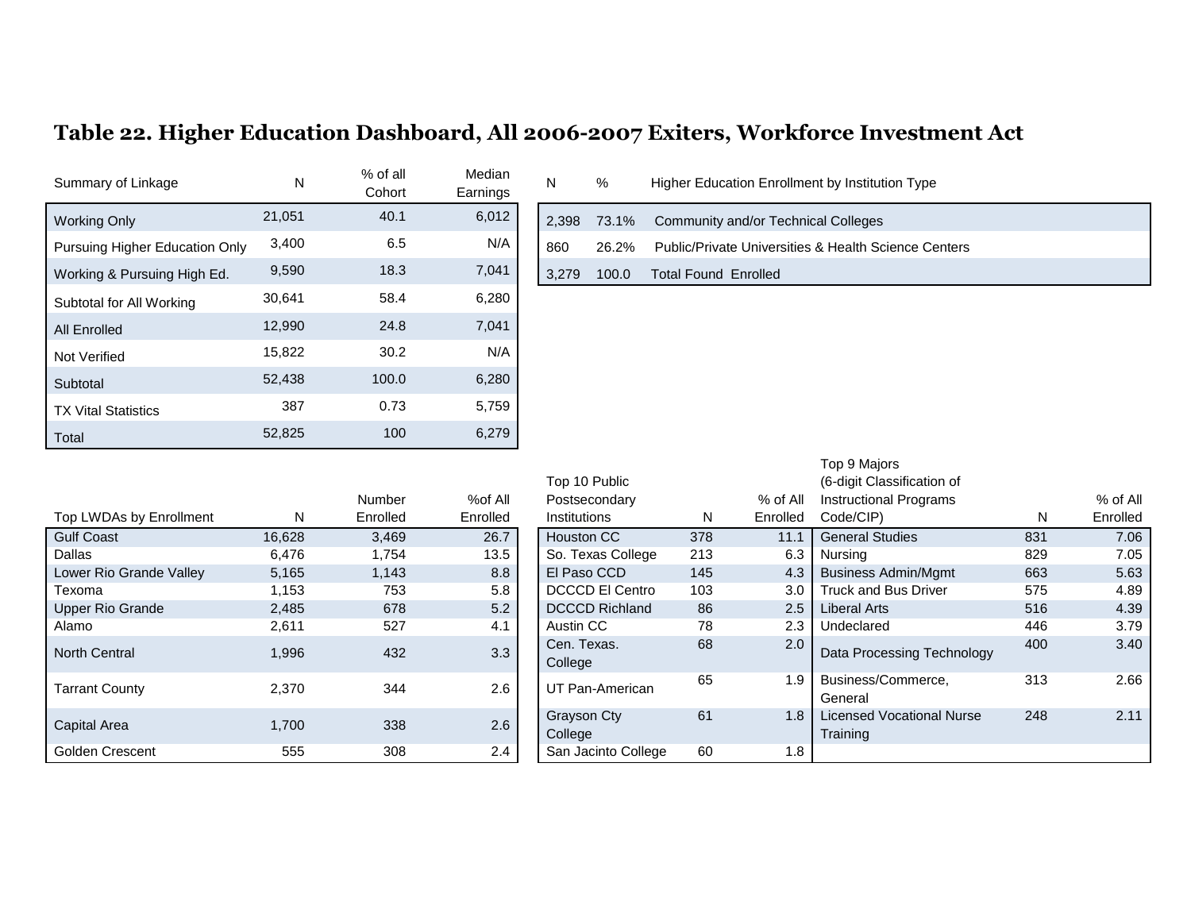# Table 22. Higher Education Dashboard, All 2006-2007 Exiters, Workforce Investment Act

| Summary of Linkage | N | % of all Cohort | Median Earnings |
|---|---|---|---|
| Working Only | 21,051 | 40.1 | 6,012 |
| Pursuing Higher Education Only | 3,400 | 6.5 | N/A |
| Working & Pursuing High Ed. | 9,590 | 18.3 | 7,041 |
| Subtotal for All Working | 30,641 | 58.4 | 6,280 |
| All Enrolled | 12,990 | 24.8 | 7,041 |
| Not Verified | 15,822 | 30.2 | N/A |
| Subtotal | 52,438 | 100.0 | 6,280 |
| TX Vital Statistics | 387 | 0.73 | 5,759 |
| Total | 52,825 | 100 | 6,279 |

| N | % | Higher Education Enrollment by Institution Type |
|---|---|---|
| 2,398 | 73.1% | Community and/or Technical Colleges |
| 860 | 26.2% | Public/Private Universities & Health Science Centers |
| 3,279 | 100.0 | Total Found Enrolled |

| Top LWDAs by Enrollment | N | Number Enrolled | %of All Enrolled |
|---|---|---|---|
| Gulf Coast | 16,628 | 3,469 | 26.7 |
| Dallas | 6,476 | 1,754 | 13.5 |
| Lower Rio Grande Valley | 5,165 | 1,143 | 8.8 |
| Texoma | 1,153 | 753 | 5.8 |
| Upper Rio Grande | 2,485 | 678 | 5.2 |
| Alamo | 2,611 | 527 | 4.1 |
| North Central | 1,996 | 432 | 3.3 |
| Tarrant County | 2,370 | 344 | 2.6 |
| Capital Area | 1,700 | 338 | 2.6 |
| Golden Crescent | 555 | 308 | 2.4 |

| Top 10 Public Postsecondary Institutions | N | % of All Enrolled |
|---|---|---|
| Houston CC | 378 | 11.1 |
| So. Texas College | 213 | 6.3 |
| El Paso CCD | 145 | 4.3 |
| DCCCD El Centro | 103 | 3.0 |
| DCCCD Richland | 86 | 2.5 |
| Austin CC | 78 | 2.3 |
| Cen. Texas. College | 68 | 2.0 |
| UT Pan-American | 65 | 1.9 |
| Grayson Cty College | 61 | 1.8 |
| San Jacinto College | 60 | 1.8 |

| Top 9 Majors (6-digit Classification of Instructional Programs Code/CIP) | N | % of All Enrolled |
|---|---|---|
| General Studies | 831 | 7.06 |
| Nursing | 829 | 7.05 |
| Business Admin/Mgmt | 663 | 5.63 |
| Truck and Bus Driver | 575 | 4.89 |
| Liberal Arts | 516 | 4.39 |
| Undeclared | 446 | 3.79 |
| Data Processing Technology | 400 | 3.40 |
| Business/Commerce, General | 313 | 2.66 |
| Licensed Vocational Nurse Training | 248 | 2.11 |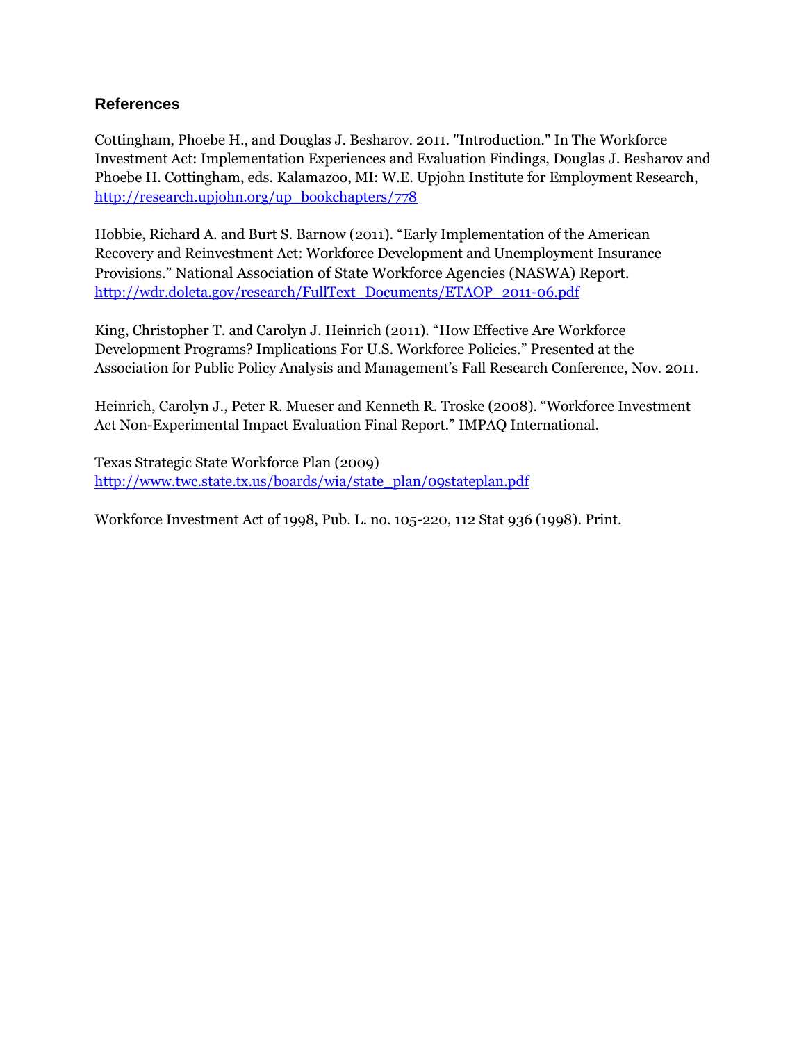## References

Cottingham, Phoebe H., and Douglas J. Besharov. 2011. "Introduction." In The Workforce Investment Act: Implementation Experiences and Evaluation Findings, Douglas J. Besharov and Phoebe H. Cottingham, eds. Kalamazoo, MI: W.E. Upjohn Institute for Employment Research, http://research.upjohn.org/up_bookchapters/778

Hobbie, Richard A. and Burt S. Barnow (2011). "Early Implementation of the American Recovery and Reinvestment Act: Workforce Development and Unemployment Insurance Provisions." National Association of State Workforce Agencies (NASWA) Report. http://wdr.doleta.gov/research/FullText_Documents/ETAOP_2011-06.pdf

King, Christopher T. and Carolyn J. Heinrich (2011). "How Effective Are Workforce Development Programs? Implications For U.S. Workforce Policies." Presented at the Association for Public Policy Analysis and Management's Fall Research Conference, Nov. 2011.

Heinrich, Carolyn J., Peter R. Mueser and Kenneth R. Troske (2008). "Workforce Investment Act Non-Experimental Impact Evaluation Final Report." IMPAQ International.

Texas Strategic State Workforce Plan (2009) http://www.twc.state.tx.us/boards/wia/state_plan/09stateplan.pdf

Workforce Investment Act of 1998, Pub. L. no. 105-220, 112 Stat 936 (1998). Print.